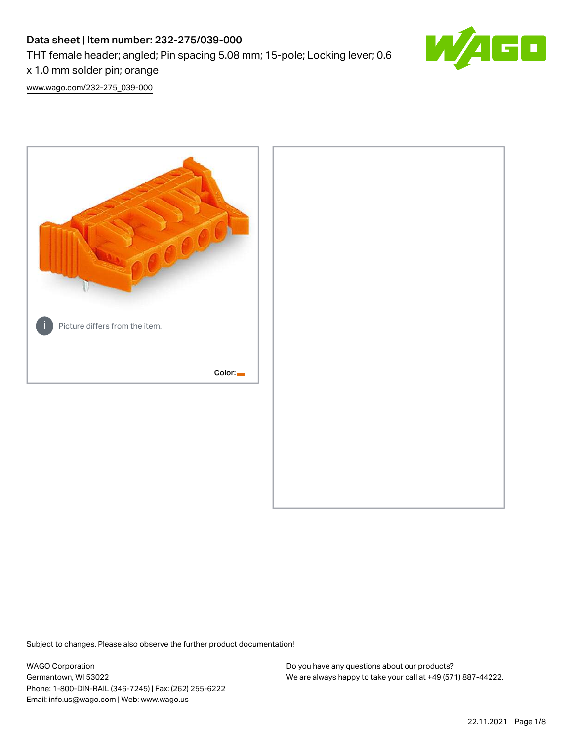# Data sheet | Item number: 232-275/039-000

THT female header; angled; Pin spacing 5.08 mm; 15-pole; Locking lever; 0.6 x 1.0 mm solder pin; orange

www.wago.com/232-275_039-000

Picture differs from the item.

Color:

Subject to changes. Please also observe the further product documentation!

WAGO Corporation
Germantown, WI 53022
Phone: 1-800-DIN-RAIL (346-7245) | Fax: (262) 255-6222
Email: info.us@wago.com | Web: www.wago.us

Do you have any questions about our products?
We are always happy to take your call at +49 (571) 887-44222.

22.11.2021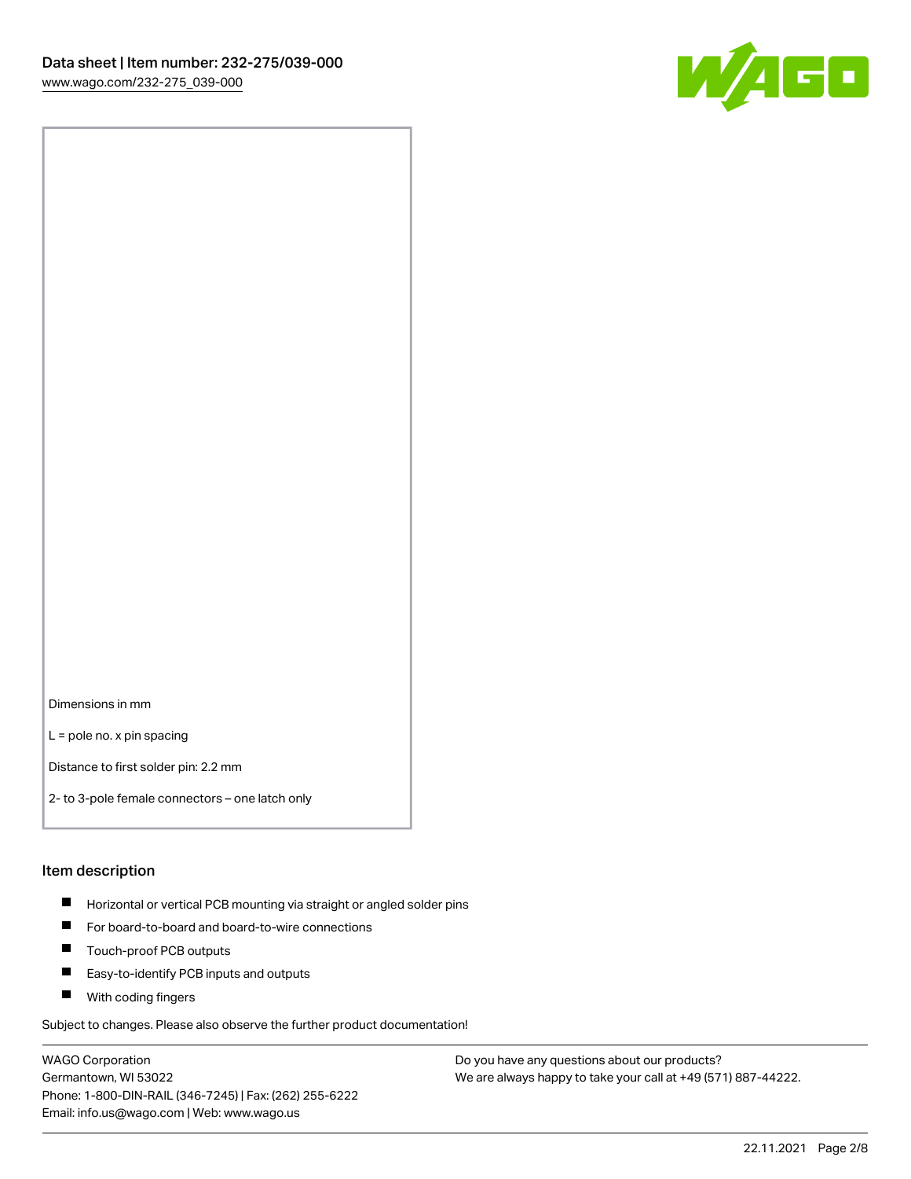Dimensions in mm

L = pole no. x pin spacing

Distance to first solder pin: 2.2 mm

2- to 3-pole female connectors – one latch only

## Item description

- Horizontal or vertical PCB mounting via straight or angled solder pins
- For board-to-board and board-to-wire connections
- Touch-proof PCB outputs
- Easy-to-identify PCB inputs and outputs
- With coding fingers

Subject to changes. Please also observe the further product documentation!

WAGO Corporation
Germantown, WI 53022
Phone: 1-800-DIN-RAIL (346-7245) | Fax: (262) 255-6222
Email: info.us@wago.com | Web: www.wago.us

Do you have any questions about our products?
We are always happy to take your call at +49 (571) 887-44222.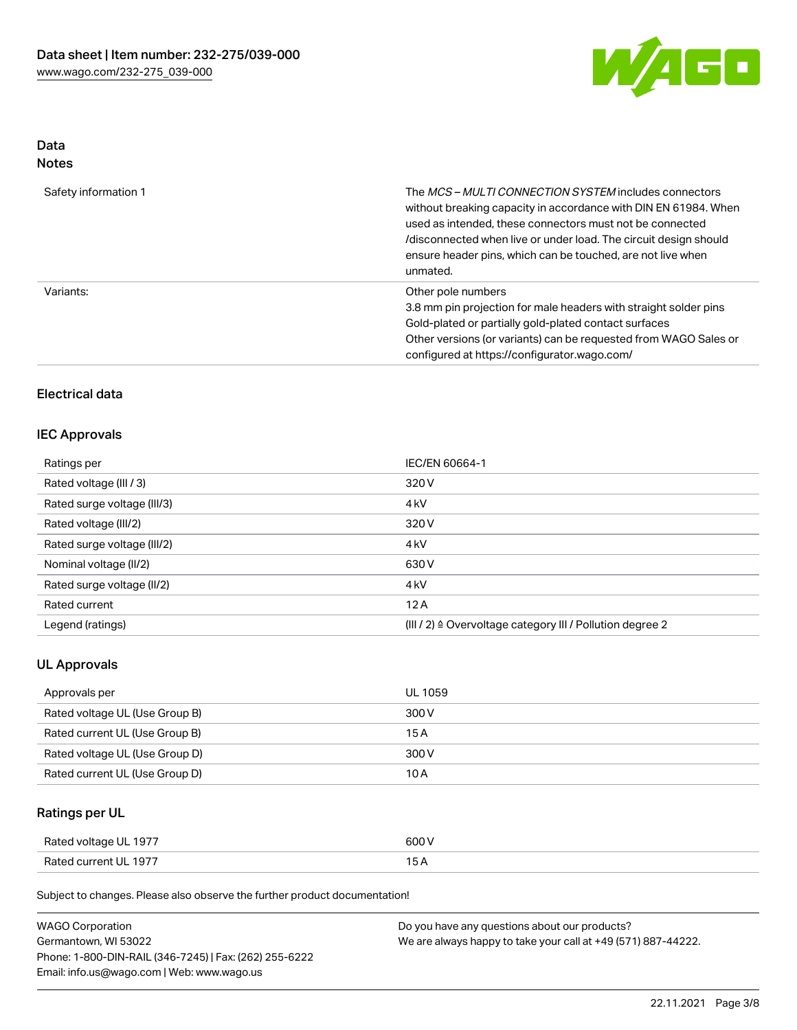## Data
### Notes

| | |
|---|---|
| Safety information 1 | The *MCS – MULTI CONNECTION SYSTEM* includes connectors without breaking capacity in accordance with DIN EN 61984. When used as intended, these connectors must not be connected /disconnected when live or under load. The circuit design should ensure header pins, which can be touched, are not live when unmated. |
| Variants: | Other pole numbers<br>3.8 mm pin projection for male headers with straight solder pins<br>Gold-plated or partially gold-plated contact surfaces<br>Other versions (or variants) can be requested from WAGO Sales or configured at https://configurator.wago.com/ |

### Electrical data

### IEC Approvals

| | |
|---|---|
| Ratings per | IEC/EN 60664-1 |
| Rated voltage (III / 3) | 320 V |
| Rated surge voltage (III/3) | 4 kV |
| Rated voltage (III/2) | 320 V |
| Rated surge voltage (III/2) | 4 kV |
| Nominal voltage (II/2) | 630 V |
| Rated surge voltage (II/2) | 4 kV |
| Rated current | 12 A |
| Legend (ratings) | (III / 2) ≙ Overvoltage category III / Pollution degree 2 |

### UL Approvals

| | |
|---|---|
| Approvals per | UL 1059 |
| Rated voltage UL (Use Group B) | 300 V |
| Rated current UL (Use Group B) | 15 A |
| Rated voltage UL (Use Group D) | 300 V |
| Rated current UL (Use Group D) | 10 A |

### Ratings per UL

| | |
|---|---|
| Rated voltage UL 1977 | 600 V |
| Rated current UL 1977 | 15 A |

Subject to changes. Please also observe the further product documentation!

WAGO Corporation
Germantown, WI 53022
Phone: 1-800-DIN-RAIL (346-7245) | Fax: (262) 255-6222
Email: info.us@wago.com | Web: www.wago.us

Do you have any questions about our products?
We are always happy to take your call at +49 (571) 887-44222.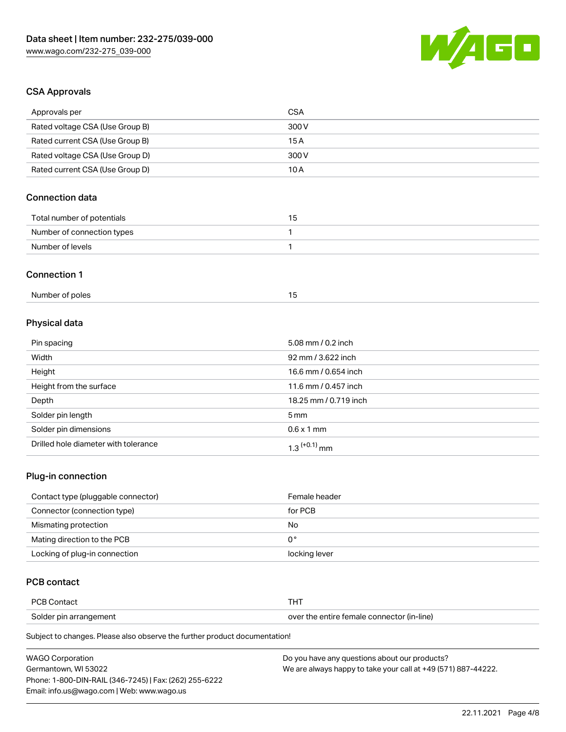## CSA Approvals

| Approvals per | CSA |
|---|---|
| Rated voltage CSA (Use Group B) | 300 V |
| Rated current CSA (Use Group B) | 15 A |
| Rated voltage CSA (Use Group D) | 300 V |
| Rated current CSA (Use Group D) | 10 A |

## Connection data

| Total number of potentials | 15 |
|---|---|
| Number of connection types | 1 |
| Number of levels | 1 |

## Connection 1

| Number of poles | 15 |
|---|---|

## Physical data

| Pin spacing | 5.08 mm / 0.2 inch |
|---|---|
| Width | 92 mm / 3.622 inch |
| Height | 16.6 mm / 0.654 inch |
| Height from the surface | 11.6 mm / 0.457 inch |
| Depth | 18.25 mm / 0.719 inch |
| Solder pin length | 5 mm |
| Solder pin dimensions | 0.6 x 1 mm |
| Drilled hole diameter with tolerance | $1.3^{(+0.1)}$ mm |

## Plug-in connection

| Contact type (pluggable connector) | Female header |
|---|---|
| Connector (connection type) | for PCB |
| Mismatching protection | No |
| Mating direction to the PCB | 0 ° |
| Locking of plug-in connection | locking lever |

## PCB contact

| PCB Contact | THT |
|---|---|
| Solder pin arrangement | over the entire female connector (in-line) |

Subject to changes. Please also observe the further product documentation!

WAGO Corporation
Germantown, WI 53022
Phone: 1-800-DIN-RAIL (346-7245) | Fax: (262) 255-6222
Email: info.us@wago.com | Web: www.wago.us

Do you have any questions about our products?
We are always happy to take your call at +49 (571) 887-44222.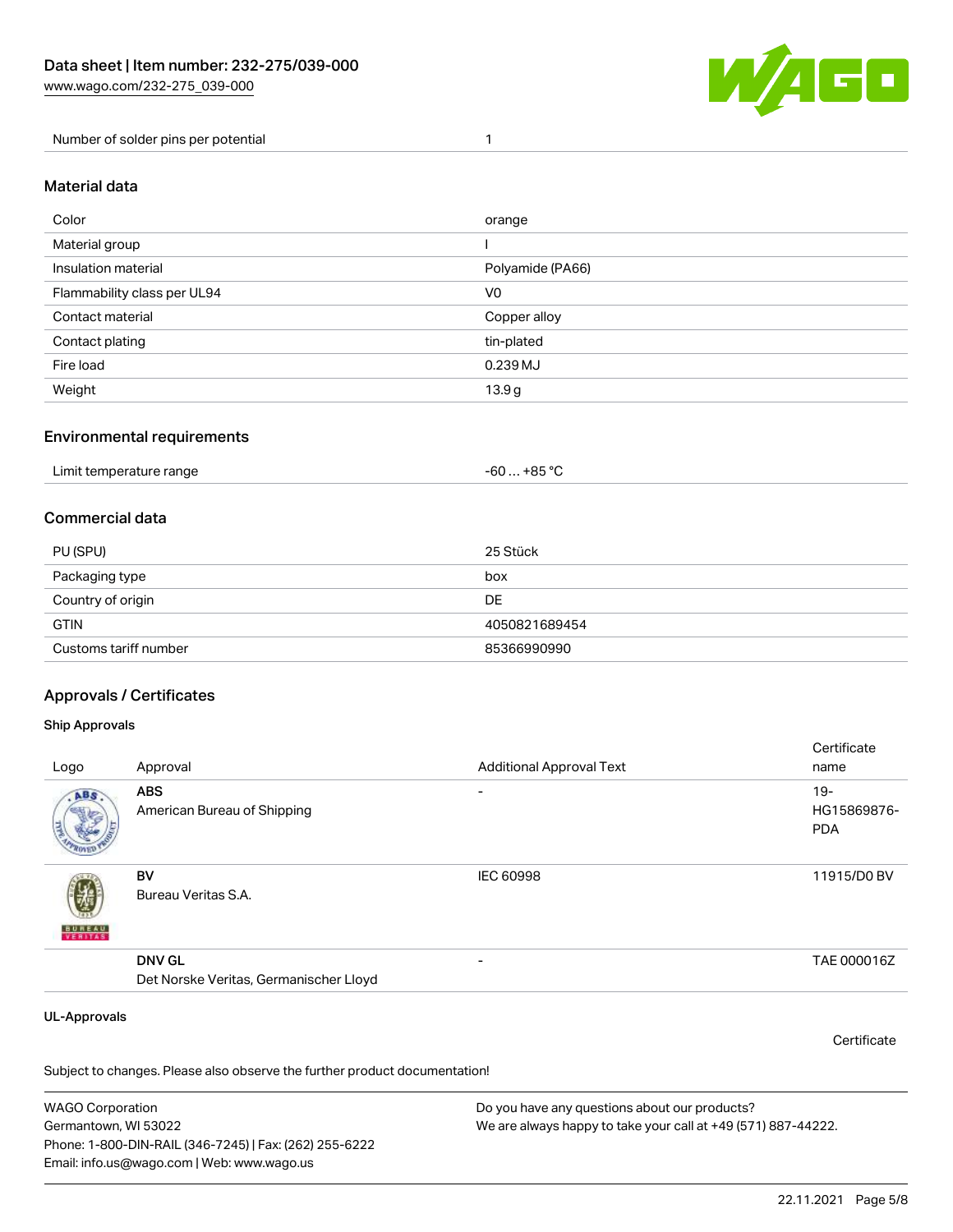| Number of solder pins per potential | 1 |
| --- | --- |

## Material data

| Color | orange |
| --- | --- |
| Material group | I |
| Insulation material | Polyamide (PA66) |
| Flammability class per UL94 | V0 |
| Contact material | Copper alloy |
| Contact plating | tin-plated |
| Fire load | 0.239 MJ |
| Weight | 13.9 g |

## Environmental requirements

| Limit temperature range | -60 … +85 °C |
| --- | --- |

## Commercial data

| PU (SPU) | 25 Stück |
| --- | --- |
| Packaging type | box |
| Country of origin | DE |
| GTIN | 4050821689454 |
| Customs tariff number | 85366990990 |

## Approvals / Certificates

### Ship Approvals

| Logo | Approval | Additional Approval Text | Certificate name |
| --- | --- | --- | --- |
| | **ABS** American Bureau of Shipping | - | 19-HG15869876-PDA |
| | **BV** Bureau Veritas S.A. | IEC 60998 | 11915/D0 BV |
| | **DNV GL** Det Norske Veritas, Germanischer Lloyd | - | TAE 000016Z |

### UL-Approvals

Certificate

Subject to changes. Please also observe the further product documentation!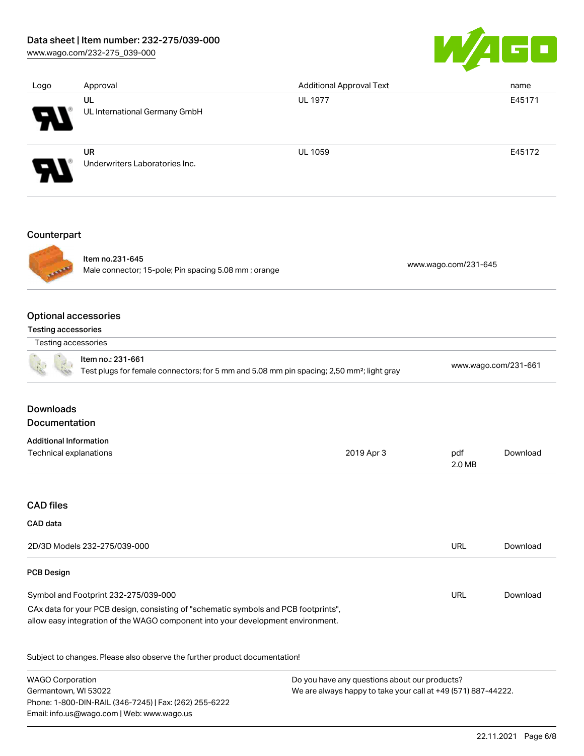| Logo | Approval | Additional Approval Text | name |
| --- | --- | --- | --- |
| | **UL**<br>UL International Germany GmbH | UL 1977 | E45171 |
| | **UR**<br>Underwriters Laboratories Inc. | UL 1059 | E45172 |

## Counterpart

| | | |
| --- | --- | --- |
| | **Item no.231-645**<br>Male connector; 15-pole; Pin spacing 5.08 mm ; orange | www.wago.com/231-645 |

## Optional accessories

### Testing accessories

| Testing accessories | | |
| --- | --- | --- |
| | **Item no.: 231-661**<br>Test plugs for female connectors; for 5 mm and 5.08 mm pin spacing; 2,50 mm²; light gray | www.wago.com/231-661 |

## Downloads

## Documentation

### Additional Information

| | | | |
| --- | --- | --- | --- |
| Technical explanations | 2019 Apr 3 | pdf<br>2.0 MB | Download |

## CAD files

### CAD data

| | | |
| --- | --- | --- |
| 2D/3D Models 232-275/039-000 | URL | Download |

### PCB Design

| | | |
| --- | --- | --- |
| Symbol and Footprint 232-275/039-000 | URL | Download |

CAx data for your PCB design, consisting of "schematic symbols and PCB footprints", allow easy integration of the WAGO component into your development environment.

Subject to changes. Please also observe the further product documentation!

WAGO Corporation
Germantown, WI 53022
Phone: 1-800-DIN-RAIL (346-7245) | Fax: (262) 255-6222
Email: info.us@wago.com | Web: www.wago.us

Do you have any questions about our products?
We are always happy to take your call at +49 (571) 887-44222.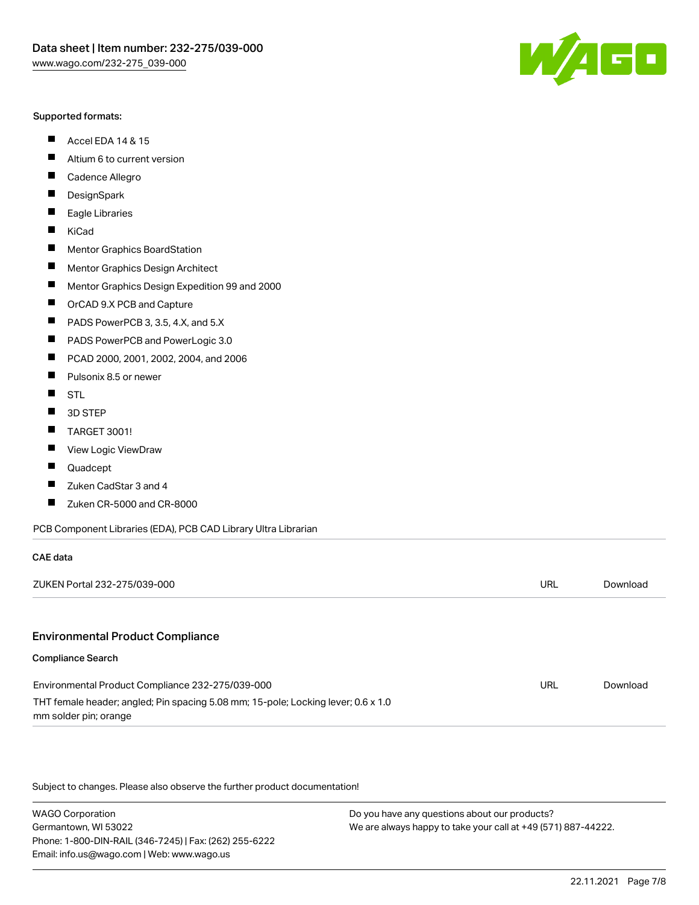Supported formats:

- Accel EDA 14 & 15
- Altium 6 to current version
- Cadence Allegro
- DesignSpark
- Eagle Libraries
- KiCad
- Mentor Graphics BoardStation
- Mentor Graphics Design Architect
- Mentor Graphics Design Expedition 99 and 2000
- OrCAD 9.X PCB and Capture
- PADS PowerPCB 3, 3.5, 4.X, and 5.X
- PADS PowerPCB and PowerLogic 3.0
- PCAD 2000, 2001, 2002, 2004, and 2006
- Pulsonix 8.5 or newer
- STL
- 3D STEP
- TARGET 3001!
- View Logic ViewDraw
- Quadcept
- Zuken CadStar 3 and 4
- Zuken CR-5000 and CR-8000

PCB Component Libraries (EDA), PCB CAD Library Ultra Librarian

**CAE data**

| | | |
|---|---|---|
| ZUKEN Portal 232-275/039-000 | URL | Download |

## Environmental Product Compliance

**Compliance Search**

| | | |
|---|---|---|
| Environmental Product Compliance 232-275/039-000<br>THT female header; angled; Pin spacing 5.08 mm; 15-pole; Locking lever; 0.6 x 1.0 mm solder pin; orange | URL | Download |

Subject to changes. Please also observe the further product documentation!

WAGO Corporation
Germantown, WI 53022
Phone: 1-800-DIN-RAIL (346-7245) | Fax: (262) 255-6222
Email: info.us@wago.com | Web: www.wago.us

Do you have any questions about our products?
We are always happy to take your call at +49 (571) 887-44222.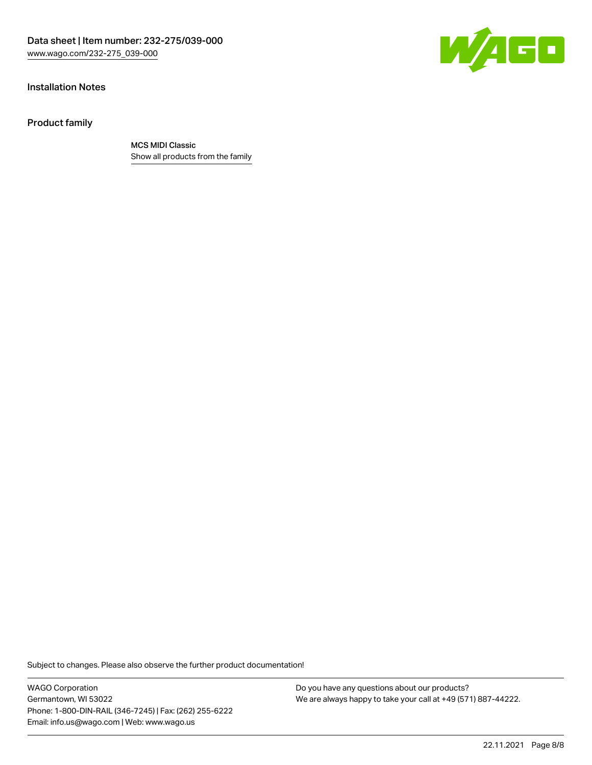## Installation Notes

## Product family

MCS MIDI Classic
Show all products from the family

Subject to changes. Please also observe the further product documentation!

WAGO Corporation
Germantown, WI 53022
Phone: 1-800-DIN-RAIL (346-7245) | Fax: (262) 255-6222
Email: info.us@wago.com | Web: www.wago.us

Do you have any questions about our products?
We are always happy to take your call at +49 (571) 887-44222.